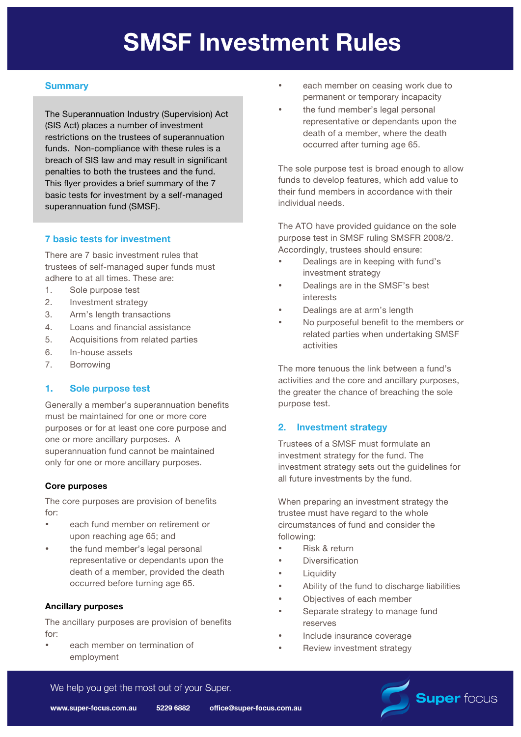# SMSF Investment Rules

## Summary

The Superannuation Industry (Supervision) Act (SIS Act) places a number of investment restrictions on the trustees of superannuation funds. Non-compliance with these rules is a breach of SIS law and may result in significant penalties to both the trustees and the fund. This flyer provides a brief summary of the 7 basic tests for investment by a self-managed superannuation fund (SMSF).

## 7 basic tests for investment

There are 7 basic investment rules that trustees of self-managed super funds must adhere to at all times. These are:

1. Sole purpose test
2. Investment strategy
3. Arm's length transactions
4. Loans and financial assistance
5. Acquisitions from related parties
6. In-house assets
7. Borrowing

## 1. Sole purpose test

Generally a member's superannuation benefits must be maintained for one or more core purposes or for at least one core purpose and one or more ancillary purposes. A superannuation fund cannot be maintained only for one or more ancillary purposes.

### Core purposes

The core purposes are provision of benefits for:

- each fund member on retirement or upon reaching age 65; and
- the fund member's legal personal representative or dependants upon the death of a member, provided the death occurred before turning age 65.

### Ancillary purposes

The ancillary purposes are provision of benefits for:

- each member on termination of employment
- each member on ceasing work due to permanent or temporary incapacity
- the fund member's legal personal representative or dependants upon the death of a member, where the death occurred after turning age 65.

The sole purpose test is broad enough to allow funds to develop features, which add value to their fund members in accordance with their individual needs.

The ATO have provided guidance on the sole purpose test in SMSF ruling SMSFR 2008/2. Accordingly, trustees should ensure:

- Dealings are in keeping with fund's investment strategy
- Dealings are in the SMSF's best interests
- Dealings are at arm's length
- No purposeful benefit to the members or related parties when undertaking SMSF activities

The more tenuous the link between a fund's activities and the core and ancillary purposes, the greater the chance of breaching the sole purpose test.

## 2. Investment strategy

Trustees of a SMSF must formulate an investment strategy for the fund. The investment strategy sets out the guidelines for all future investments by the fund.

When preparing an investment strategy the trustee must have regard to the whole circumstances of fund and consider the following:

- Risk & return
- Diversification
- Liquidity
- Ability of the fund to discharge liabilities
- Objectives of each member
- Separate strategy to manage fund reserves
- Include insurance coverage
- Review investment strategy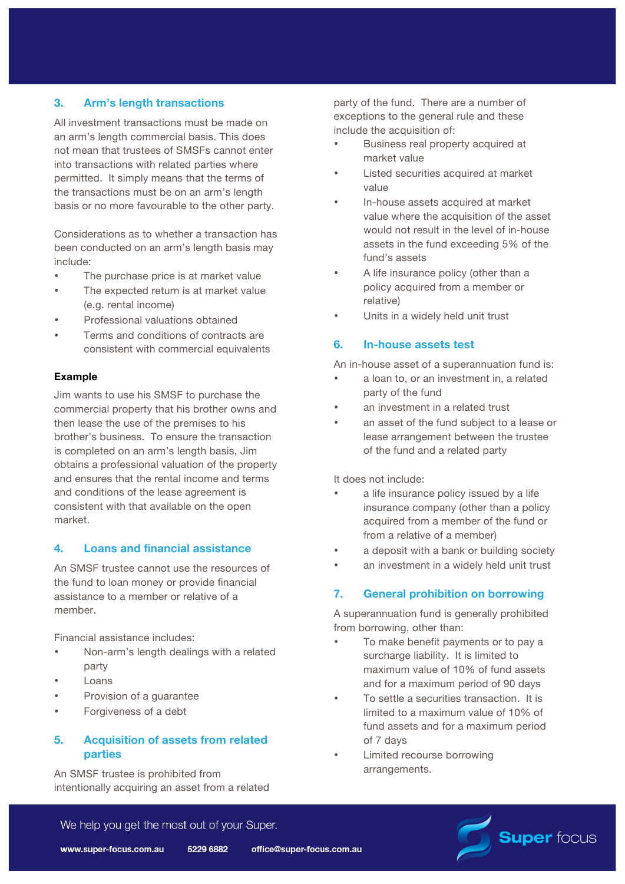## 3. Arm's length transactions

All investment transactions must be made on an arm's length commercial basis. This does not mean that trustees of SMSFs cannot enter into transactions with related parties where permitted. It simply means that the terms of the transactions must be on an arm's length basis or no more favourable to the other party.

Considerations as to whether a transaction has been conducted on an arm's length basis may include:

- The purchase price is at market value
- The expected return is at market value (e.g. rental income)
- Professional valuations obtained
- Terms and conditions of contracts are consistent with commercial equivalents

**Example**

Jim wants to use his SMSF to purchase the commercial property that his brother owns and then lease the use of the premises to his brother's business. To ensure the transaction is completed on an arm's length basis, Jim obtains a professional valuation of the property and ensures that the rental income and terms and conditions of the lease agreement is consistent with that available on the open market.

## 4. Loans and financial assistance

An SMSF trustee cannot use the resources of the fund to loan money or provide financial assistance to a member or relative of a member.

Financial assistance includes:

- Non-arm's length dealings with a related party
- Loans
- Provision of a guarantee
- Forgiveness of a debt

## 5. Acquisition of assets from related parties

An SMSF trustee is prohibited from intentionally acquiring an asset from a related party of the fund. There are a number of exceptions to the general rule and these include the acquisition of:

- Business real property acquired at market value
- Listed securities acquired at market value
- In-house assets acquired at market value where the acquisition of the asset would not result in the level of in-house assets in the fund exceeding 5% of the fund's assets
- A life insurance policy (other than a policy acquired from a member or relative)
- Units in a widely held unit trust

## 6. In-house assets test

An in-house asset of a superannuation fund is:

- a loan to, or an investment in, a related party of the fund
- an investment in a related trust
- an asset of the fund subject to a lease or lease arrangement between the trustee of the fund and a related party

It does not include:

- a life insurance policy issued by a life insurance company (other than a policy acquired from a member of the fund or from a relative of a member)
- a deposit with a bank or building society
- an investment in a widely held unit trust

## 7. General prohibition on borrowing

A superannuation fund is generally prohibited from borrowing, other than:

- To make benefit payments or to pay a surcharge liability. It is limited to maximum value of 10% of fund assets and for a maximum period of 90 days
- To settle a securities transaction. It is limited to a maximum value of 10% of fund assets and for a maximum period of 7 days
- Limited recourse borrowing arrangements.

We help you get the most out of your Super.

www.super-focus.com.au 5229 6882 office@super-focus.com.au

Super focus